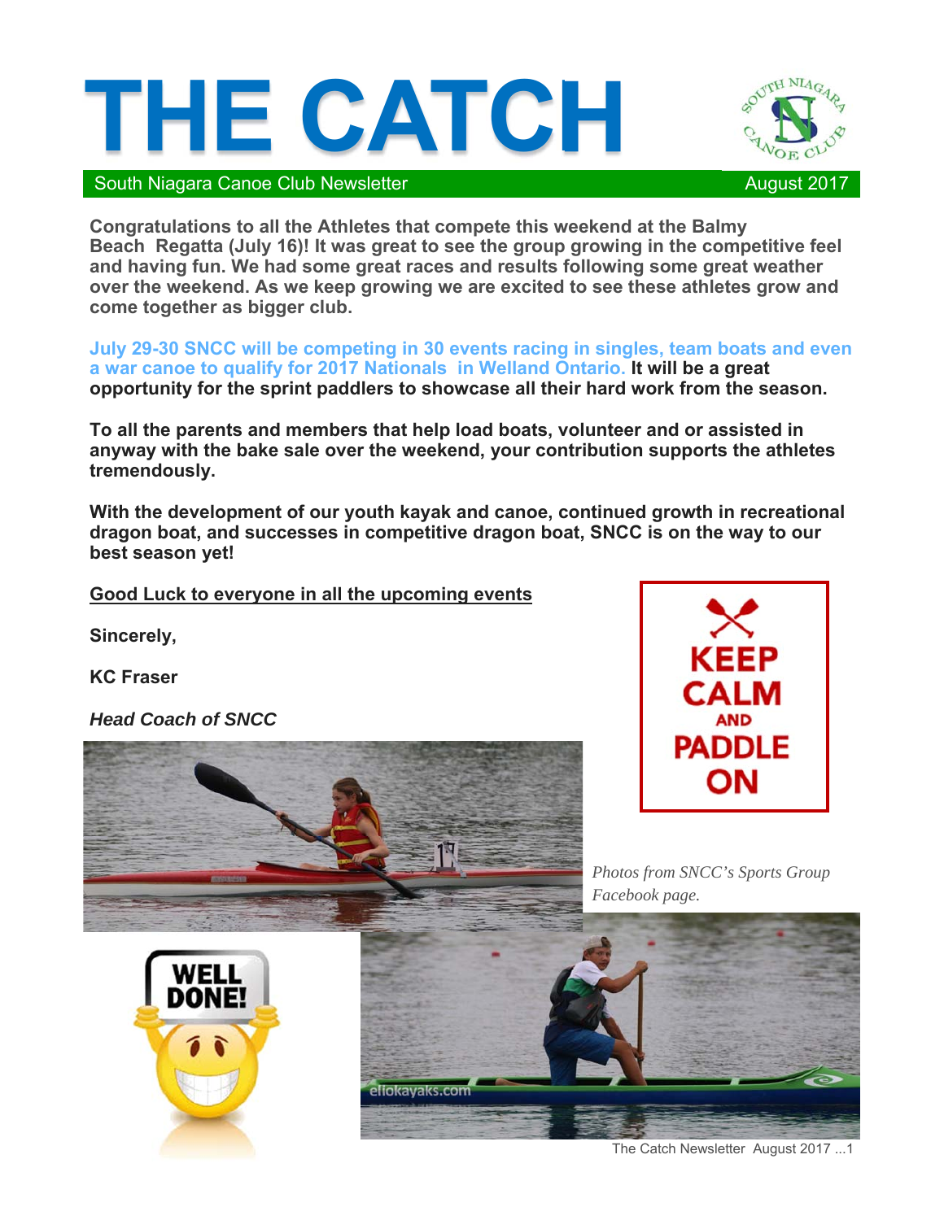# THE CATCH

South Niagara Canoe Club Newsletter August 2017

**Congratulations to all the Athletes that compete this weekend at the Balmy Beach Regatta (July 16)! It was great to see the group growing in the competitive feel and having fun. We had some great races and results following some great weather over the weekend. As we keep growing we are excited to see these athletes grow and come together as bigger club.**

**July 29-30 SNCC will be competing in 30 events racing in singles, team boats and even a war canoe to qualify for 2017 Nationals in Welland Ontario. It will be a great opportunity for the sprint paddlers to showcase all their hard work from the season.**

**To all the parents and members that help load boats, volunteer and or assisted in anyway with the bake sale over the weekend, your contribution supports the athletes tremendously.**

**With the development of our youth kayak and canoe, continued growth in recreational dragon boat, and successes in competitive dragon boat, SNCC is on the way to our best season yet!**

**Good Luck to everyone in all the upcoming events**

**Sincerely,**

**KC Fraser**

***Head Coach of SNCC***

KEEP CALM AND PADDLE ON

*Photos from SNCC's Sports Group Facebook page.*

WELL DONE!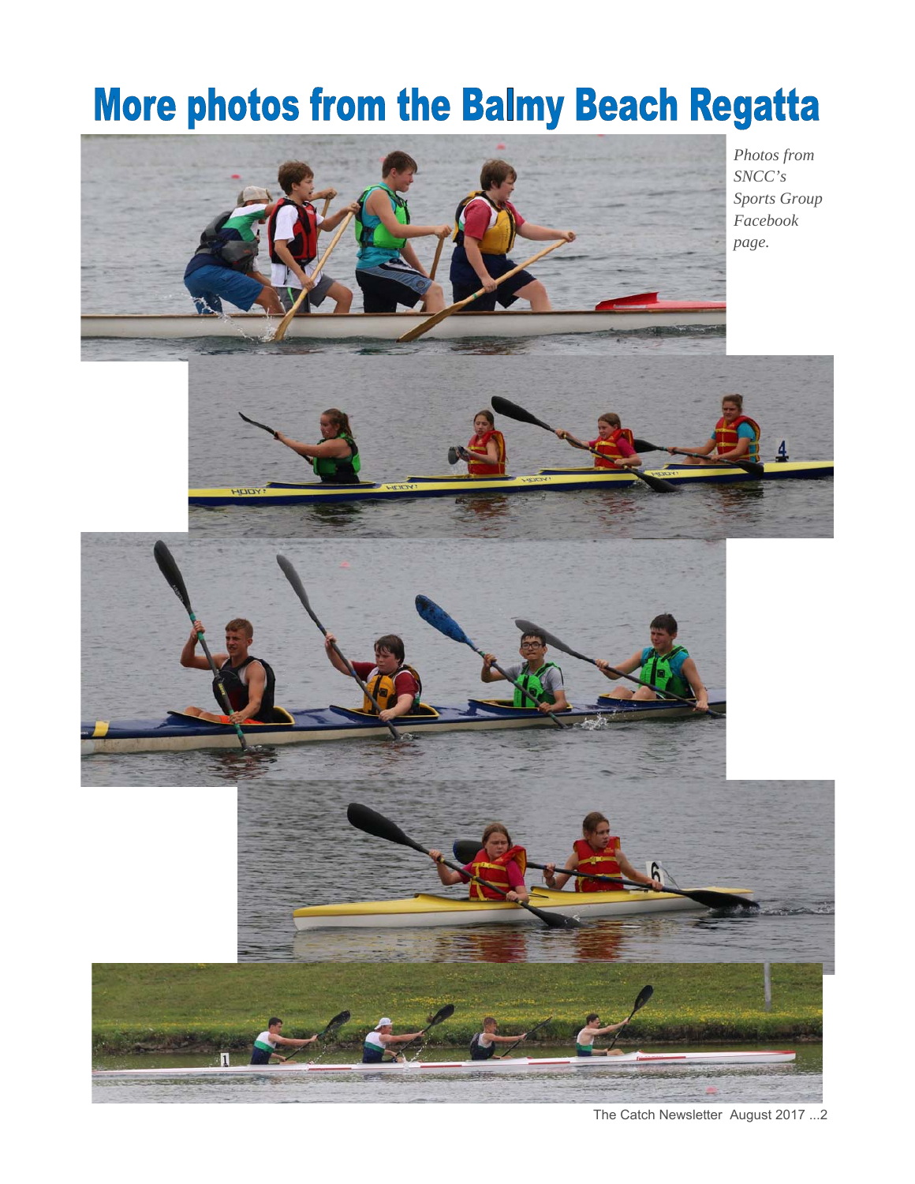# More photos from the Balmy Beach Regatta

*Photos from SNCC's Sports Group Facebook page.*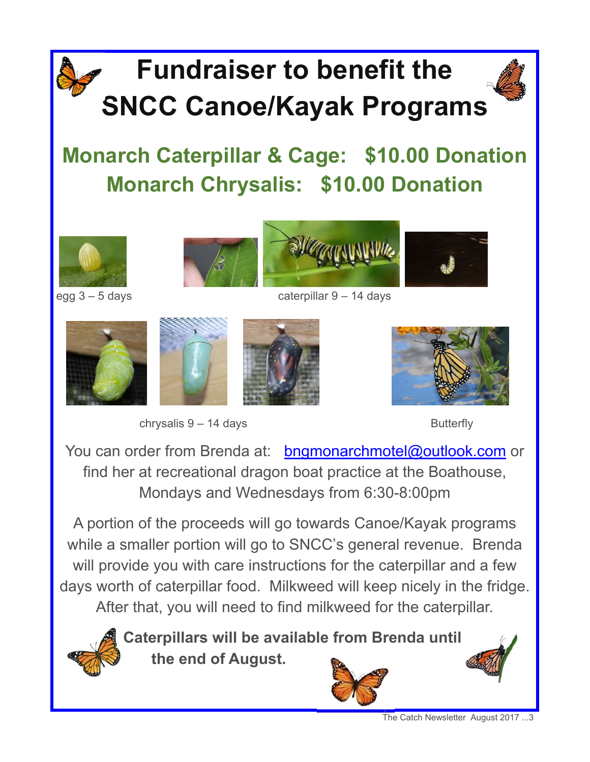# Fundraiser to benefit the SNCC Canoe/Kayak Programs

## Monarch Caterpillar & Cage: $10.00 Donation
## Monarch Chrysalis: $10.00 Donation

egg 3 – 5 days

caterpillar 9 – 14 days

chrysalis 9 – 14 days

Butterfly

You can order from Brenda at: bngmonarchmotel@outlook.com or find her at recreational dragon boat practice at the Boathouse, Mondays and Wednesdays from 6:30-8:00pm

A portion of the proceeds will go towards Canoe/Kayak programs while a smaller portion will go to SNCC's general revenue. Brenda will provide you with care instructions for the caterpillar and a few days worth of caterpillar food. Milkweed will keep nicely in the fridge. After that, you will need to find milkweed for the caterpillar.

**Caterpillars will be available from Brenda until the end of August.**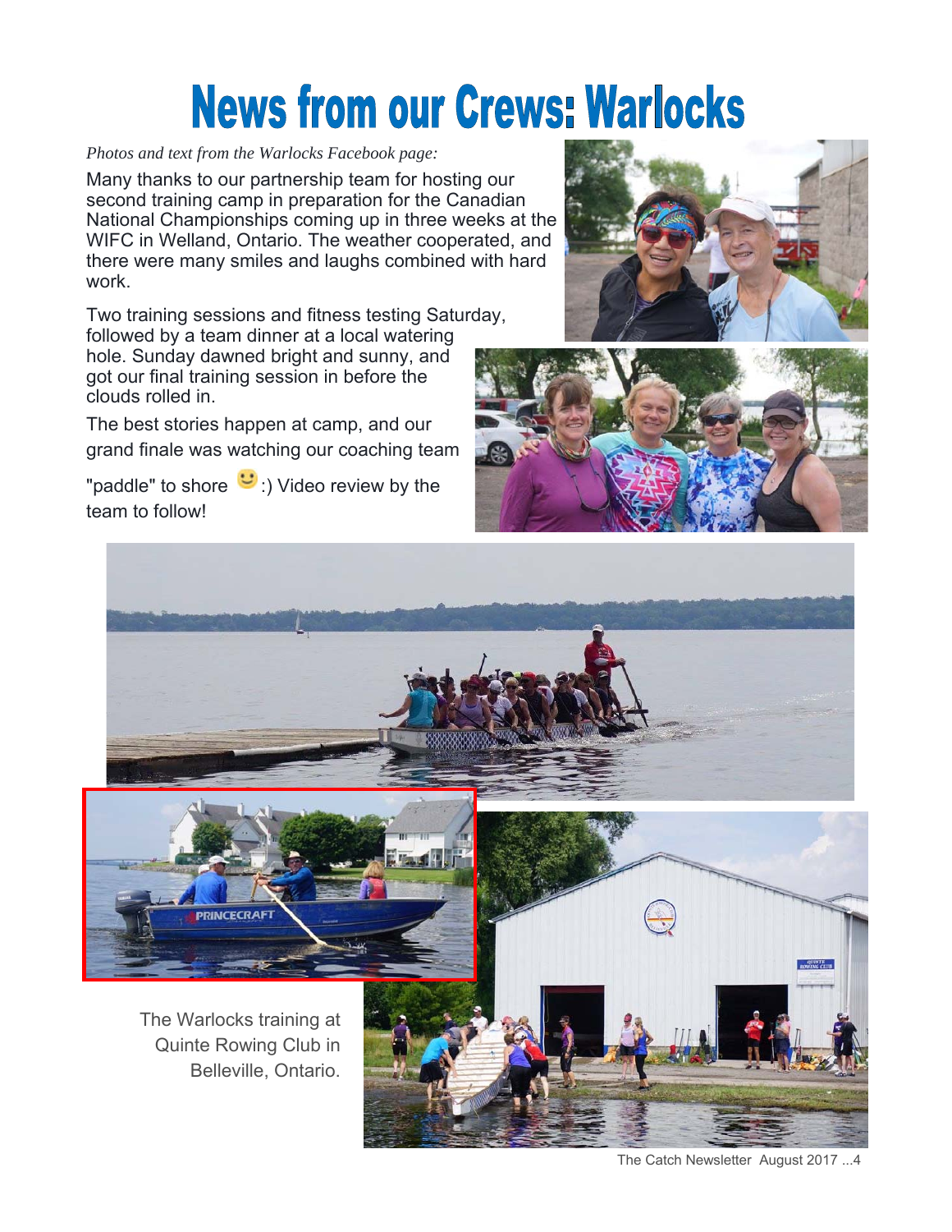# News from our Crews: Warlocks

*Photos and text from the Warlocks Facebook page:*

Many thanks to our partnership team for hosting our second training camp in preparation for the Canadian National Championships coming up in three weeks at the WIFC in Welland, Ontario. The weather cooperated, and there were many smiles and laughs combined with hard work.

Two training sessions and fitness testing Saturday, followed by a team dinner at a local watering hole. Sunday dawned bright and sunny, and got our final training session in before the clouds rolled in.

The best stories happen at camp, and our grand finale was watching our coaching team "paddle" to shore 🙂 :) Video review by the team to follow!

The Warlocks training at Quinte Rowing Club in Belleville, Ontario.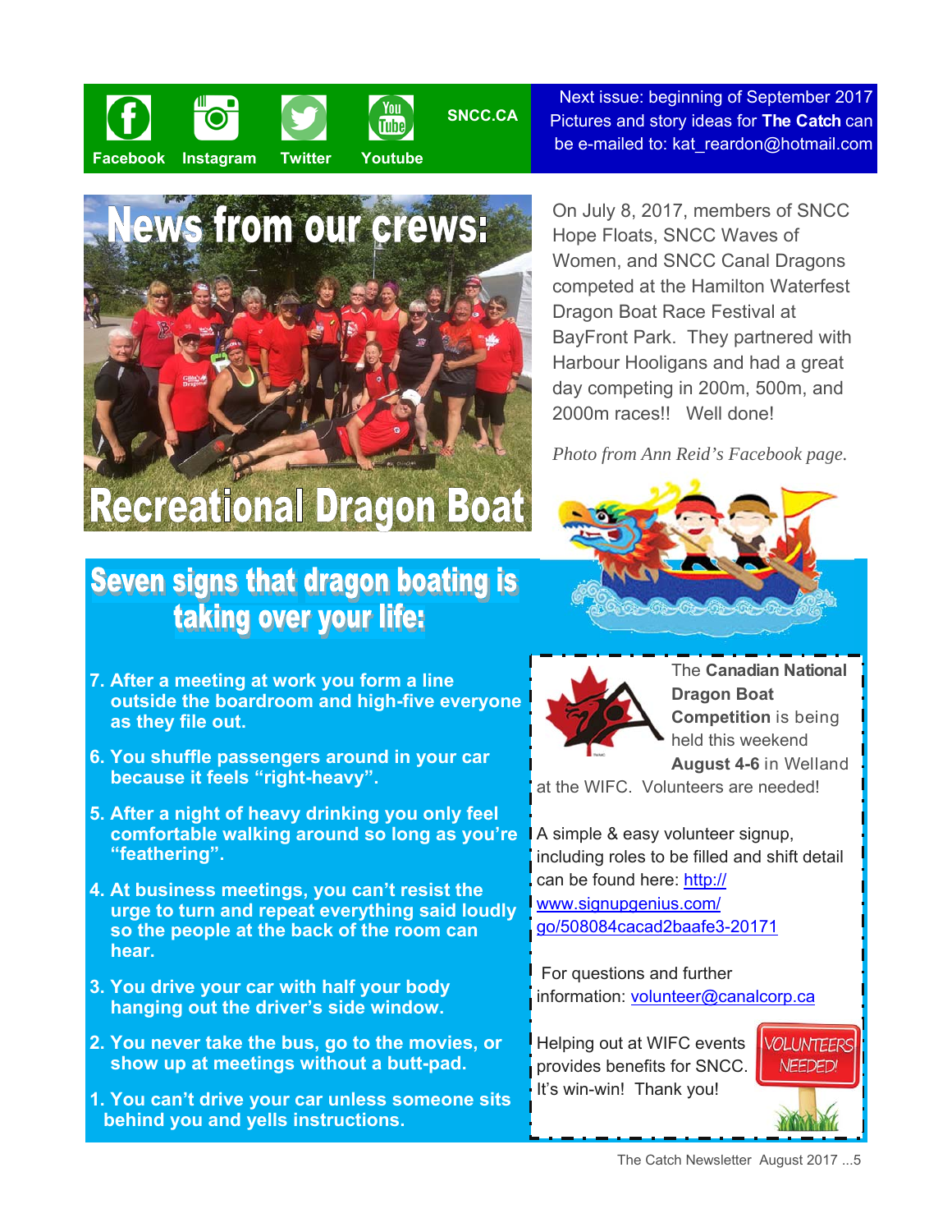Facebook Instagram Twitter Youtube SNCC.CA

Next issue: beginning of September 2017
Pictures and story ideas for **The Catch** can be e-mailed to: kat_reardon@hotmail.com

# News from our crews:

# Recreational Dragon Boat

On July 8, 2017, members of SNCC Hope Floats, SNCC Waves of Women, and SNCC Canal Dragons competed at the Hamilton Waterfest Dragon Boat Race Festival at BayFront Park. They partnered with Harbour Hooligans and had a great day competing in 200m, 500m, and 2000m races!! Well done!

*Photo from Ann Reid's Facebook page.*

## Seven signs that dragon boating is taking over your life:

7. **After a meeting at work you form a line outside the boardroom and high-five everyone as they file out.**
6. **You shuffle passengers around in your car because it feels "right-heavy".**
5. **After a night of heavy drinking you only feel comfortable walking around so long as you're "feathering".**
4. **At business meetings, you can't resist the urge to turn and repeat everything said loudly so the people at the back of the room can hear.**
3. **You drive your car with half your body hanging out the driver's side window.**
2. **You never take the bus, go to the movies, or show up at meetings without a butt-pad.**
1. **You can't drive your car unless someone sits behind you and yells instructions.**

The **Canadian National Dragon Boat Competition** is being held this weekend **August 4-6** in Welland at the WIFC. Volunteers are needed!

A simple & easy volunteer signup, including roles to be filled and shift detail can be found here: http://www.signupgenius.com/go/508084cacad2baafe3-20171

For questions and further information: volunteer@canalcorp.ca

Helping out at WIFC events provides benefits for SNCC. It's win-win! Thank you!

VOLUNTEERS NEEDED!

The Catch Newsletter August 2017 ...5